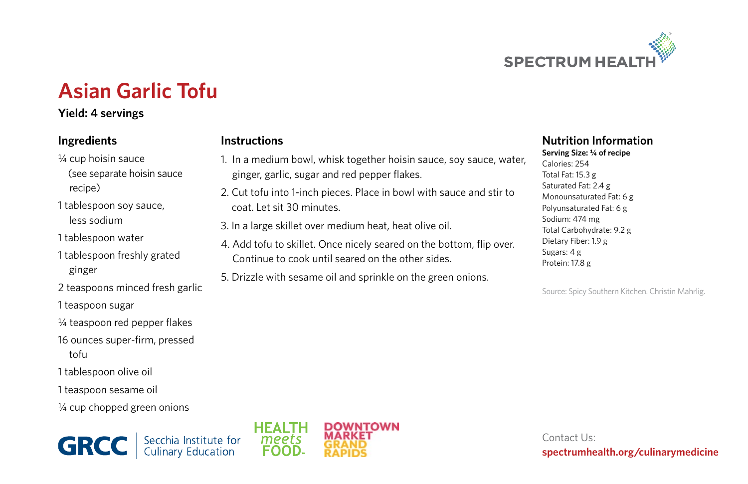# Asian Garlic Tofu

**Yield: 4 servings**

## Ingredients

- ¼ cup hoisin sauce (see separate hoisin sauce recipe)
- 1 tablespoon soy sauce, less sodium
- 1 tablespoon water
- 1 tablespoon freshly grated ginger
- 2 teaspoons minced fresh garlic
- 1 teaspoon sugar
- ¼ teaspoon red pepper flakes
- 16 ounces super-firm, pressed tofu
- 1 tablespoon olive oil
- 1 teaspoon sesame oil
- ¼ cup chopped green onions

## Instructions

1. In a medium bowl, whisk together hoisin sauce, soy sauce, water, ginger, garlic, sugar and red pepper flakes.
2. Cut tofu into 1-inch pieces. Place in bowl with sauce and stir to coat. Let sit 30 minutes.
3. In a large skillet over medium heat, heat olive oil.
4. Add tofu to skillet. Once nicely seared on the bottom, flip over. Continue to cook until seared on the other sides.
5. Drizzle with sesame oil and sprinkle on the green onions.

## Nutrition Information

**Serving Size: ¼ of recipe**

Calories: 254
Total Fat: 15.3 g
Saturated Fat: 2.4 g
Monounsaturated Fat: 6 g
Polyunsaturated Fat: 6 g
Sodium: 474 mg
Total Carbohydrate: 9.2 g
Dietary Fiber: 1.9 g
Sugars: 4 g
Protein: 17.8 g

Source: Spicy Southern Kitchen. Christin Mahrlig.

GRCC | Secchia Institute for Culinary Education

HEALTH meets FOOD

DOWNTOWN MARKET GRAND RAPIDS

Contact Us:
**spectrumhealth.org/culinarymedicine**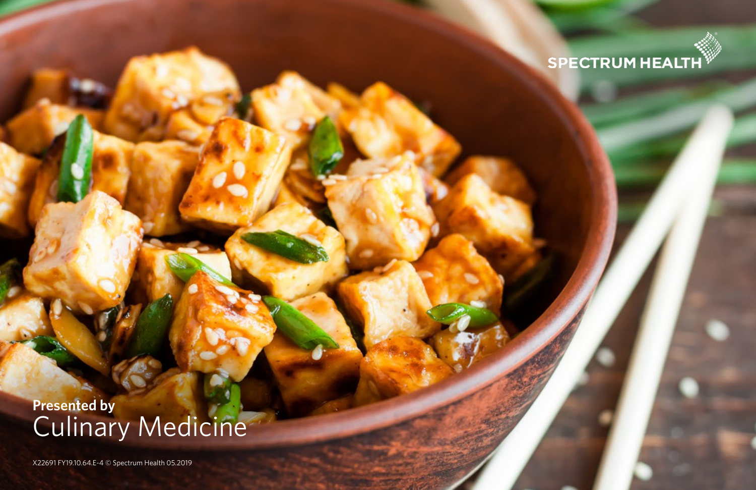SPECTRUM HEALTH

Presented by
Culinary Medicine

X22691 FY19.10.64.E-4 © Spectrum Health 05.2019